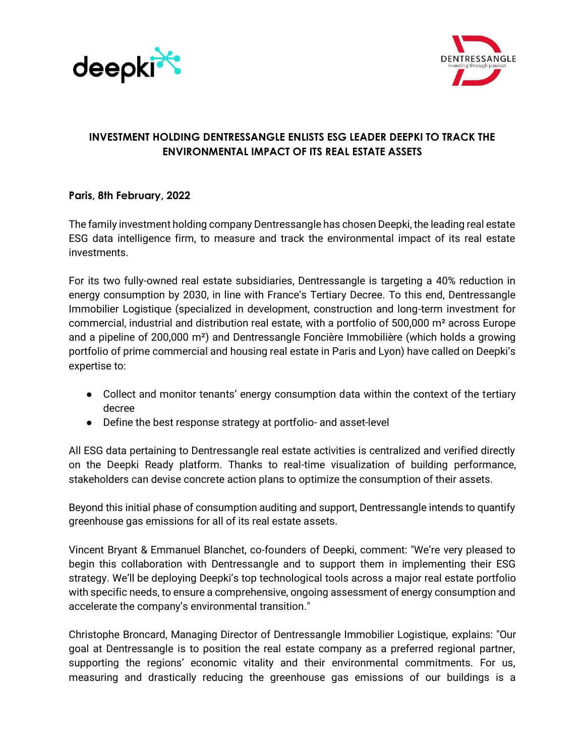# INVESTMENT HOLDING DENTRESSANGLE ENLISTS ESG LEADER DEEPKI TO TRACK THE ENVIRONMENTAL IMPACT OF ITS REAL ESTATE ASSETS

**Paris, 8th February, 2022**

The family investment holding company Dentressangle has chosen Deepki, the leading real estate ESG data intelligence firm, to measure and track the environmental impact of its real estate investments.

For its two fully-owned real estate subsidiaries, Dentressangle is targeting a 40% reduction in energy consumption by 2030, in line with France's Tertiary Decree. To this end, Dentressangle Immobilier Logistique (specialized in development, construction and long-term investment for commercial, industrial and distribution real estate, with a portfolio of 500,000 m² across Europe and a pipeline of 200,000 m²) and Dentressangle Foncière Immobilière (which holds a growing portfolio of prime commercial and housing real estate in Paris and Lyon) have called on Deepki's expertise to:

- Collect and monitor tenants' energy consumption data within the context of the tertiary decree
- Define the best response strategy at portfolio- and asset-level

All ESG data pertaining to Dentressangle real estate activities is centralized and verified directly on the Deepki Ready platform. Thanks to real-time visualization of building performance, stakeholders can devise concrete action plans to optimize the consumption of their assets.

Beyond this initial phase of consumption auditing and support, Dentressangle intends to quantify greenhouse gas emissions for all of its real estate assets.

Vincent Bryant & Emmanuel Blanchet, co-founders of Deepki, comment: "We're very pleased to begin this collaboration with Dentressangle and to support them in implementing their ESG strategy. We'll be deploying Deepki's top technological tools across a major real estate portfolio with specific needs, to ensure a comprehensive, ongoing assessment of energy consumption and accelerate the company's environmental transition."

Christophe Broncard, Managing Director of Dentressangle Immobilier Logistique, explains: "Our goal at Dentressangle is to position the real estate company as a preferred regional partner, supporting the regions' economic vitality and their environmental commitments. For us, measuring and drastically reducing the greenhouse gas emissions of our buildings is a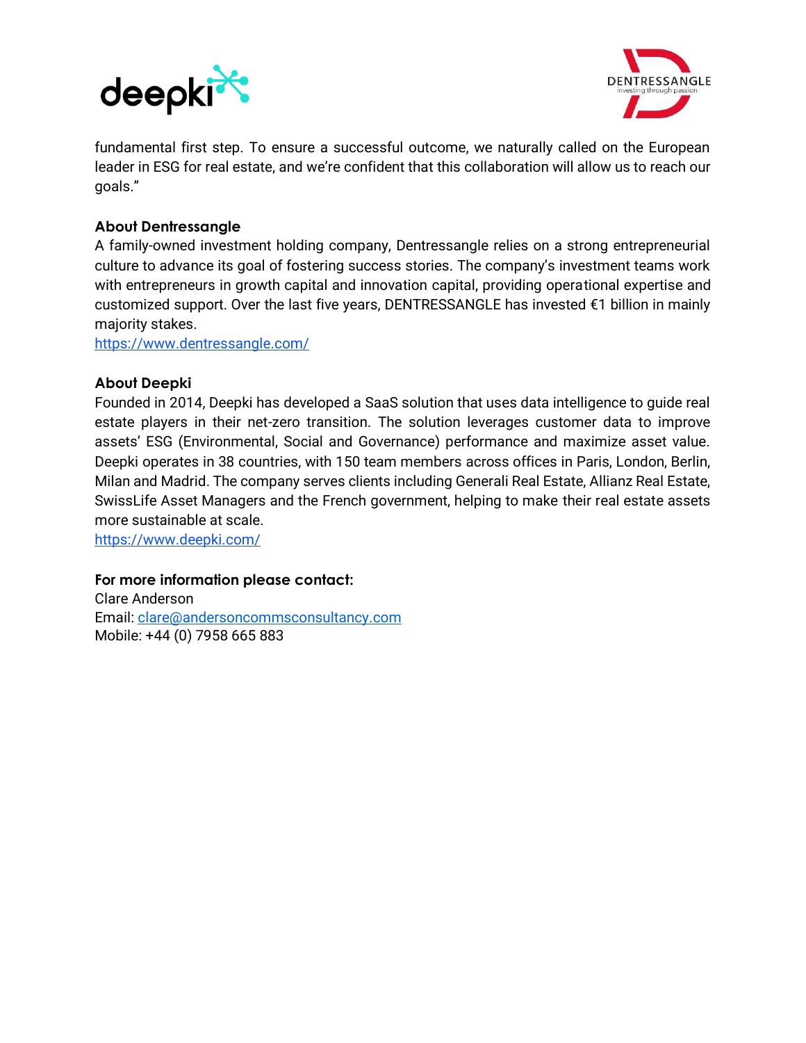fundamental first step. To ensure a successful outcome, we naturally called on the European leader in ESG for real estate, and we're confident that this collaboration will allow us to reach our goals."

**About Dentressangle**

A family-owned investment holding company, Dentressangle relies on a strong entrepreneurial culture to advance its goal of fostering success stories. The company's investment teams work with entrepreneurs in growth capital and innovation capital, providing operational expertise and customized support. Over the last five years, DENTRESSANGLE has invested €1 billion in mainly majority stakes.

https://www.dentressangle.com/

**About Deepki**

Founded in 2014, Deepki has developed a SaaS solution that uses data intelligence to guide real estate players in their net-zero transition. The solution leverages customer data to improve assets' ESG (Environmental, Social and Governance) performance and maximize asset value. Deepki operates in 38 countries, with 150 team members across offices in Paris, London, Berlin, Milan and Madrid. The company serves clients including Generali Real Estate, Allianz Real Estate, SwissLife Asset Managers and the French government, helping to make their real estate assets more sustainable at scale.

https://www.deepki.com/

**For more information please contact:**

Clare Anderson
Email: clare@andersoncommsconsultancy.com
Mobile: +44 (0) 7958 665 883